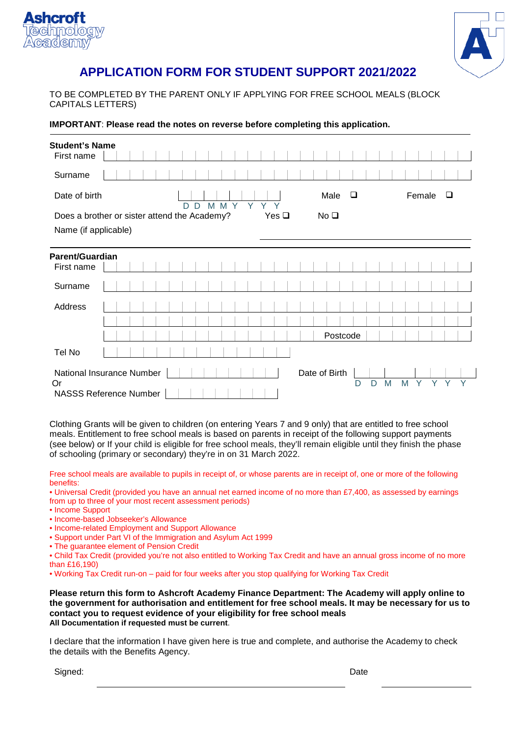Ashcroft Technology Academy

# APPLICATION FORM FOR STUDENT SUPPORT 2021/2022

TO BE COMPLETED BY THE PARENT ONLY IF APPLYING FOR FREE SCHOOL MEALS (BLOCK CAPITALS LETTERS)

**IMPORTANT**: **Please read the notes on reverse before completing this application.**

**Student's Name**

First name

Surname

Date of birth D D M M Y Y Y Y    Male ❑    Female ❑

Does a brother or sister attend the Academy?    Yes ❑    No ❑

Name (if applicable) ____________________

**Parent/Guardian**

First name

Surname

Address

Postcode

Tel No

National Insurance Number    Date of Birth D D M M Y Y Y Y

Or

NASSS Reference Number

Clothing Grants will be given to children (on entering Years 7 and 9 only) that are entitled to free school meals. Entitlement to free school meals is based on parents in receipt of the following support payments (see below) or If your child is eligible for free school meals, they'll remain eligible until they finish the phase of schooling (primary or secondary) they're in on 31 March 2022.

Free school meals are available to pupils in receipt of, or whose parents are in receipt of, one or more of the following benefits:

- Universal Credit (provided you have an annual net earned income of no more than £7,400, as assessed by earnings from up to three of your most recent assessment periods)
- Income Support
- Income-based Jobseeker's Allowance
- Income-related Employment and Support Allowance
- Support under Part VI of the Immigration and Asylum Act 1999
- The guarantee element of Pension Credit
- Child Tax Credit (provided you're not also entitled to Working Tax Credit and have an annual gross income of no more than £16,190)
- Working Tax Credit run-on – paid for four weeks after you stop qualifying for Working Tax Credit

**Please return this form to Ashcroft Academy Finance Department: The Academy will apply online to the government for authorisation and entitlement for free school meals. It may be necessary for us to contact you to request evidence of your eligibility for free school meals**
**All Documentation if requested must be current**.

I declare that the information I have given here is true and complete, and authorise the Academy to check the details with the Benefits Agency.

Signed: ____________________    Date ____________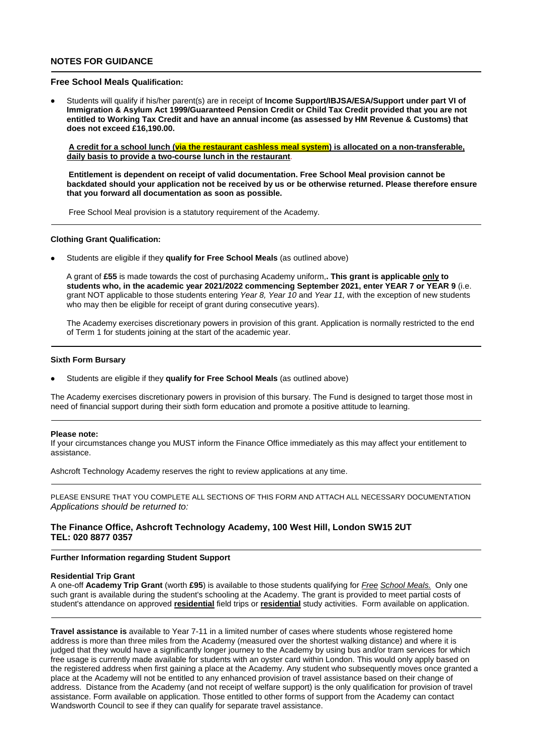## NOTES FOR GUIDANCE

### Free School Meals Qualification:

- Students will qualify if his/her parent(s) are in receipt of **Income Support/IBJSA/ESA/Support under part VI of Immigration & Asylum Act 1999/Guaranteed Pension Credit or Child Tax Credit provided that you are not entitled to Working Tax Credit and have an annual income (as assessed by HM Revenue & Customs) that does not exceed £16,190.00.**

  **A credit for a school lunch (via the restaurant cashless meal system) is allocated on a non-transferable, daily basis to provide a two-course lunch in the restaurant**.

  **Entitlement is dependent on receipt of valid documentation. Free School Meal provision cannot be backdated should your application not be received by us or be otherwise returned. Please therefore ensure that you forward all documentation as soon as possible.**

  Free School Meal provision is a statutory requirement of the Academy.

### Clothing Grant Qualification:

- Students are eligible if they **qualify for Free School Meals** (as outlined above)

  A grant of **£55** is made towards the cost of purchasing Academy uniform,**. This grant is applicable only to students who, in the academic year 2021/2022 commencing September 2021, enter YEAR 7 or YEAR 9** (i.e. grant NOT applicable to those students entering *Year 8, Year 10* and *Year 11,* with the exception of new students who may then be eligible for receipt of grant during consecutive years).

  The Academy exercises discretionary powers in provision of this grant. Application is normally restricted to the end of Term 1 for students joining at the start of the academic year.

### Sixth Form Bursary

- Students are eligible if they **qualify for Free School Meals** (as outlined above)

The Academy exercises discretionary powers in provision of this bursary. The Fund is designed to target those most in need of financial support during their sixth form education and promote a positive attitude to learning.

**Please note:**
If your circumstances change you MUST inform the Finance Office immediately as this may affect your entitlement to assistance.

Ashcroft Technology Academy reserves the right to review applications at any time.

PLEASE ENSURE THAT YOU COMPLETE ALL SECTIONS OF THIS FORM AND ATTACH ALL NECESSARY DOCUMENTATION
*Applications should be returned to:*

**The Finance Office, Ashcroft Technology Academy, 100 West Hill, London SW15 2UT**
**TEL: 020 8877 0357**

### Further Information regarding Student Support

**Residential Trip Grant**
A one-off **Academy Trip Grant** (worth **£95**) is available to those students qualifying for *Free School Meals.* Only one such grant is available during the student's schooling at the Academy. The grant is provided to meet partial costs of student's attendance on approved **residential** field trips or **residential** study activities. Form available on application.

**Travel assistance is** available to Year 7-11 in a limited number of cases where students whose registered home address is more than three miles from the Academy (measured over the shortest walking distance) and where it is judged that they would have a significantly longer journey to the Academy by using bus and/or tram services for which free usage is currently made available for students with an oyster card within London. This would only apply based on the registered address when first gaining a place at the Academy. Any student who subsequently moves once granted a place at the Academy will not be entitled to any enhanced provision of travel assistance based on their change of address. Distance from the Academy (and not receipt of welfare support) is the only qualification for provision of travel assistance. Form available on application. Those entitled to other forms of support from the Academy can contact Wandsworth Council to see if they can qualify for separate travel assistance.